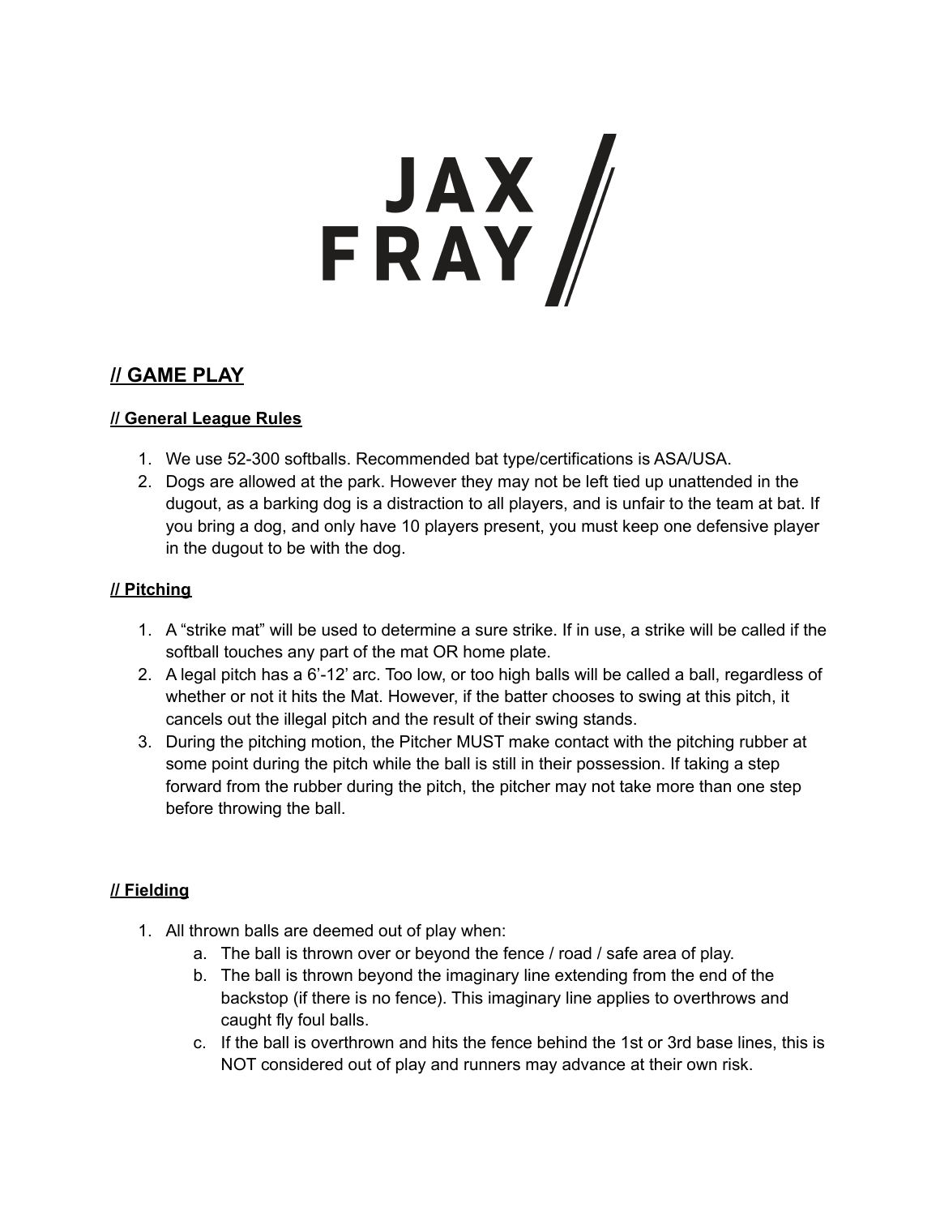JAX FRAY

## // GAME PLAY

### // General League Rules

1. We use 52-300 softballs. Recommended bat type/certifications is ASA/USA.
2. Dogs are allowed at the park. However they may not be left tied up unattended in the dugout, as a barking dog is a distraction to all players, and is unfair to the team at bat. If you bring a dog, and only have 10 players present, you must keep one defensive player in the dugout to be with the dog.

### // Pitching

1. A "strike mat" will be used to determine a sure strike. If in use, a strike will be called if the softball touches any part of the mat OR home plate.
2. A legal pitch has a 6'-12' arc. Too low, or too high balls will be called a ball, regardless of whether or not it hits the Mat. However, if the batter chooses to swing at this pitch, it cancels out the illegal pitch and the result of their swing stands.
3. During the pitching motion, the Pitcher MUST make contact with the pitching rubber at some point during the pitch while the ball is still in their possession. If taking a step forward from the rubber during the pitch, the pitcher may not take more than one step before throwing the ball.

### // Fielding

1. All thrown balls are deemed out of play when:
   a. The ball is thrown over or beyond the fence / road / safe area of play.
   b. The ball is thrown beyond the imaginary line extending from the end of the backstop (if there is no fence). This imaginary line applies to overthrows and caught fly foul balls.
   c. If the ball is overthrown and hits the fence behind the 1st or 3rd base lines, this is NOT considered out of play and runners may advance at their own risk.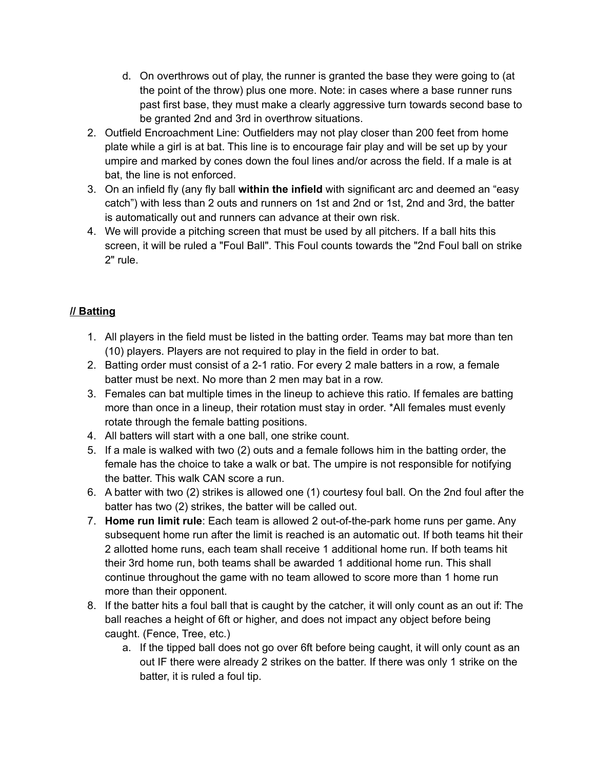d. On overthrows out of play, the runner is granted the base they were going to (at the point of the throw) plus one more. Note: in cases where a base runner runs past first base, they must make a clearly aggressive turn towards second base to be granted 2nd and 3rd in overthrow situations.

2. Outfield Encroachment Line: Outfielders may not play closer than 200 feet from home plate while a girl is at bat. This line is to encourage fair play and will be set up by your umpire and marked by cones down the foul lines and/or across the field. If a male is at bat, the line is not enforced.
3. On an infield fly (any fly ball **within the infield** with significant arc and deemed an "easy catch") with less than 2 outs and runners on 1st and 2nd or 1st, 2nd and 3rd, the batter is automatically out and runners can advance at their own risk.
4. We will provide a pitching screen that must be used by all pitchers. If a ball hits this screen, it will be ruled a "Foul Ball". This Foul counts towards the "2nd Foul ball on strike 2" rule.

## **// Batting**

1. All players in the field must be listed in the batting order. Teams may bat more than ten (10) players. Players are not required to play in the field in order to bat.
2. Batting order must consist of a 2-1 ratio. For every 2 male batters in a row, a female batter must be next. No more than 2 men may bat in a row.
3. Females can bat multiple times in the lineup to achieve this ratio. If females are batting more than once in a lineup, their rotation must stay in order. *All females must evenly rotate through the female batting positions.
4. All batters will start with a one ball, one strike count.
5. If a male is walked with two (2) outs and a female follows him in the batting order, the female has the choice to take a walk or bat. The umpire is not responsible for notifying the batter. This walk CAN score a run.
6. A batter with two (2) strikes is allowed one (1) courtesy foul ball. On the 2nd foul after the batter has two (2) strikes, the batter will be called out.
7. **Home run limit rule**: Each team is allowed 2 out-of-the-park home runs per game. Any subsequent home run after the limit is reached is an automatic out. If both teams hit their 2 allotted home runs, each team shall receive 1 additional home run. If both teams hit their 3rd home run, both teams shall be awarded 1 additional home run. This shall continue throughout the game with no team allowed to score more than 1 home run more than their opponent.
8. If the batter hits a foul ball that is caught by the catcher, it will only count as an out if: The ball reaches a height of 6ft or higher, and does not impact any object before being caught. (Fence, Tree, etc.)
   a. If the tipped ball does not go over 6ft before being caught, it will only count as an out IF there were already 2 strikes on the batter. If there was only 1 strike on the batter, it is ruled a foul tip.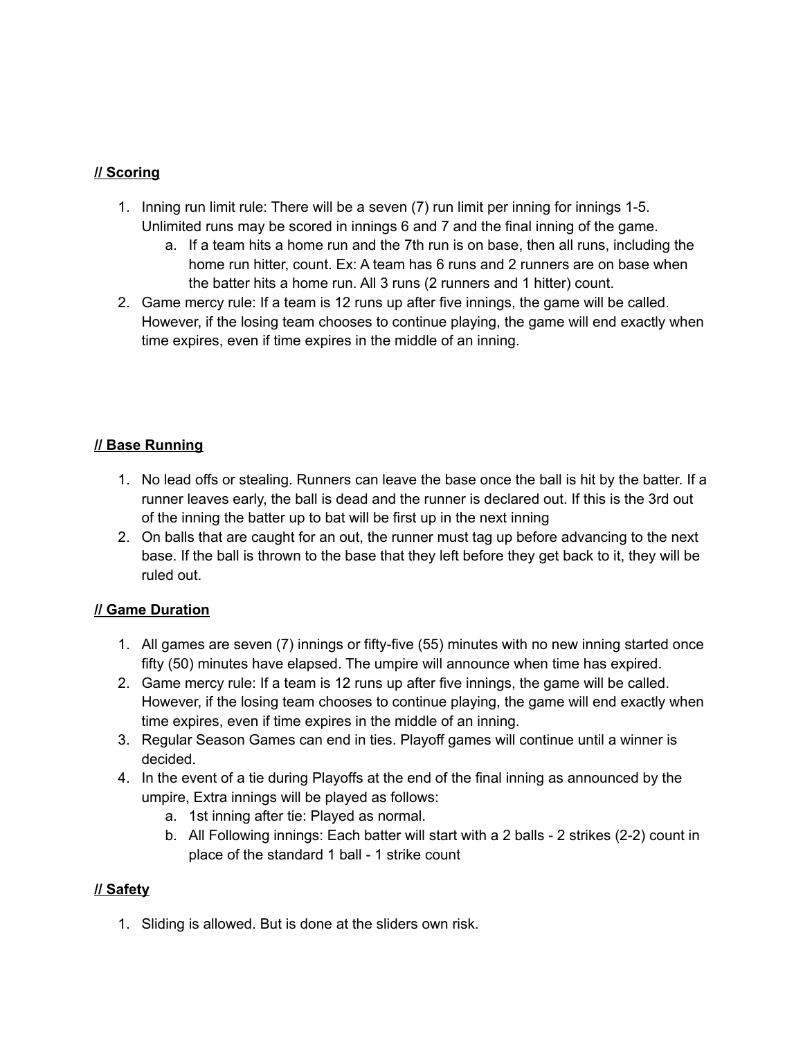**// Scoring**

1. Inning run limit rule: There will be a seven (7) run limit per inning for innings 1-5. Unlimited runs may be scored in innings 6 and 7 and the final inning of the game.
    a. If a team hits a home run and the 7th run is on base, then all runs, including the home run hitter, count. Ex: A team has 6 runs and 2 runners are on base when the batter hits a home run. All 3 runs (2 runners and 1 hitter) count.
2. Game mercy rule: If a team is 12 runs up after five innings, the game will be called. However, if the losing team chooses to continue playing, the game will end exactly when time expires, even if time expires in the middle of an inning.

**// Base Running**

1. No lead offs or stealing. Runners can leave the base once the ball is hit by the batter. If a runner leaves early, the ball is dead and the runner is declared out. If this is the 3rd out of the inning the batter up to bat will be first up in the next inning
2. On balls that are caught for an out, the runner must tag up before advancing to the next base. If the ball is thrown to the base that they left before they get back to it, they will be ruled out.

**// Game Duration**

1. All games are seven (7) innings or fifty-five (55) minutes with no new inning started once fifty (50) minutes have elapsed. The umpire will announce when time has expired.
2. Game mercy rule: If a team is 12 runs up after five innings, the game will be called. However, if the losing team chooses to continue playing, the game will end exactly when time expires, even if time expires in the middle of an inning.
3. Regular Season Games can end in ties. Playoff games will continue until a winner is decided.
4. In the event of a tie during Playoffs at the end of the final inning as announced by the umpire, Extra innings will be played as follows:
    a. 1st inning after tie: Played as normal.
    b. All Following innings: Each batter will start with a 2 balls - 2 strikes (2-2) count in place of the standard 1 ball - 1 strike count

**// Safety**

1. Sliding is allowed. But is done at the sliders own risk.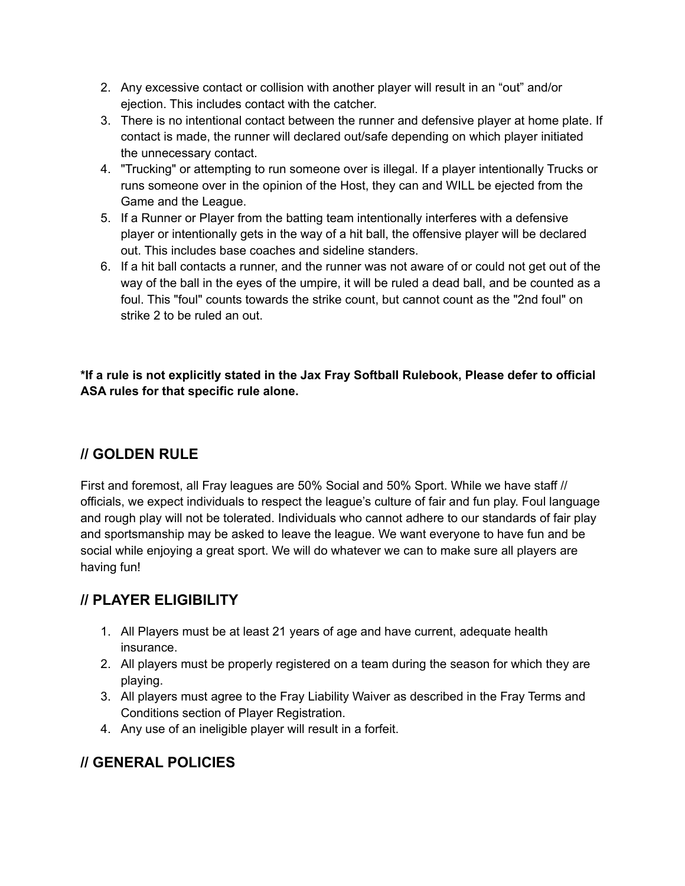2. Any excessive contact or collision with another player will result in an "out" and/or ejection. This includes contact with the catcher.
3. There is no intentional contact between the runner and defensive player at home plate. If contact is made, the runner will declared out/safe depending on which player initiated the unnecessary contact.
4. "Trucking" or attempting to run someone over is illegal. If a player intentionally Trucks or runs someone over in the opinion of the Host, they can and WILL be ejected from the Game and the League.
5. If a Runner or Player from the batting team intentionally interferes with a defensive player or intentionally gets in the way of a hit ball, the offensive player will be declared out. This includes base coaches and sideline standers.
6. If a hit ball contacts a runner, and the runner was not aware of or could not get out of the way of the ball in the eyes of the umpire, it will be ruled a dead ball, and be counted as a foul. This "foul" counts towards the strike count, but cannot count as the "2nd foul" on strike 2 to be ruled an out.

**\*If a rule is not explicitly stated in the Jax Fray Softball Rulebook, Please defer to official ASA rules for that specific rule alone.**

## // GOLDEN RULE

First and foremost, all Fray leagues are 50% Social and 50% Sport. While we have staff // officials, we expect individuals to respect the league's culture of fair and fun play. Foul language and rough play will not be tolerated. Individuals who cannot adhere to our standards of fair play and sportsmanship may be asked to leave the league. We want everyone to have fun and be social while enjoying a great sport. We will do whatever we can to make sure all players are having fun!

## // PLAYER ELIGIBILITY

1. All Players must be at least 21 years of age and have current, adequate health insurance.
2. All players must be properly registered on a team during the season for which they are playing.
3. All players must agree to the Fray Liability Waiver as described in the Fray Terms and Conditions section of Player Registration.
4. Any use of an ineligible player will result in a forfeit.

## // GENERAL POLICIES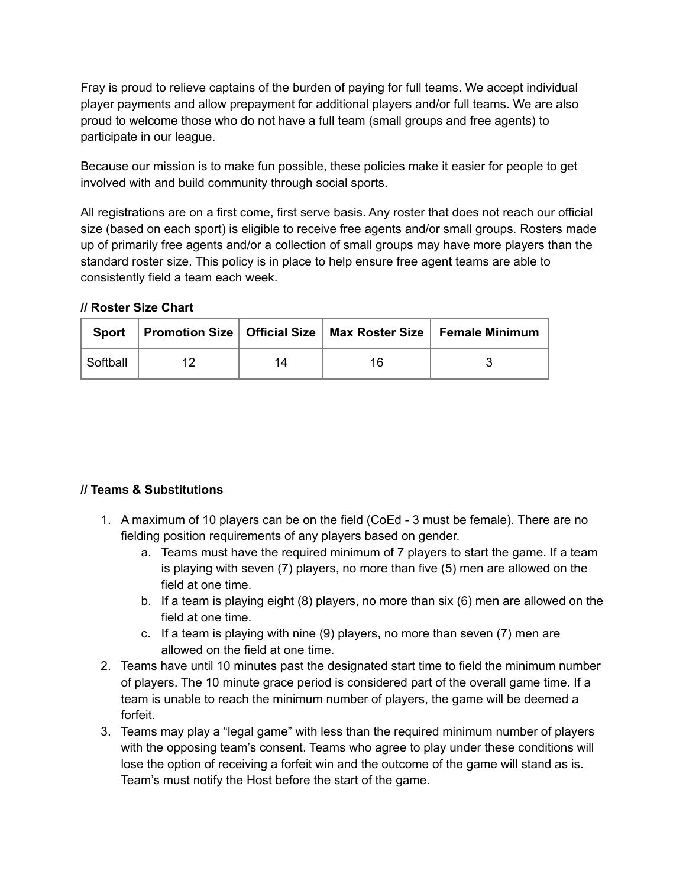Fray is proud to relieve captains of the burden of paying for full teams. We accept individual player payments and allow prepayment for additional players and/or full teams. We are also proud to welcome those who do not have a full team (small groups and free agents) to participate in our league.

Because our mission is to make fun possible, these policies make it easier for people to get involved with and build community through social sports.

All registrations are on a first come, first serve basis. Any roster that does not reach our official size (based on each sport) is eligible to receive free agents and/or small groups. Rosters made up of primarily free agents and/or a collection of small groups may have more players than the standard roster size. This policy is in place to help ensure free agent teams are able to consistently field a team each week.

**// Roster Size Chart**

| Sport | Promotion Size | Official Size | Max Roster Size | Female Minimum |
|---|---|---|---|---|
| Softball | 12 | 14 | 16 | 3 |

**// Teams & Substitutions**

1. A maximum of 10 players can be on the field (CoEd - 3 must be female). There are no fielding position requirements of any players based on gender.
    a. Teams must have the required minimum of 7 players to start the game. If a team is playing with seven (7) players, no more than five (5) men are allowed on the field at one time.
    b. If a team is playing eight (8) players, no more than six (6) men are allowed on the field at one time.
    c. If a team is playing with nine (9) players, no more than seven (7) men are allowed on the field at one time.
2. Teams have until 10 minutes past the designated start time to field the minimum number of players. The 10 minute grace period is considered part of the overall game time. If a team is unable to reach the minimum number of players, the game will be deemed a forfeit.
3. Teams may play a "legal game" with less than the required minimum number of players with the opposing team's consent. Teams who agree to play under these conditions will lose the option of receiving a forfeit win and the outcome of the game will stand as is. Team's must notify the Host before the start of the game.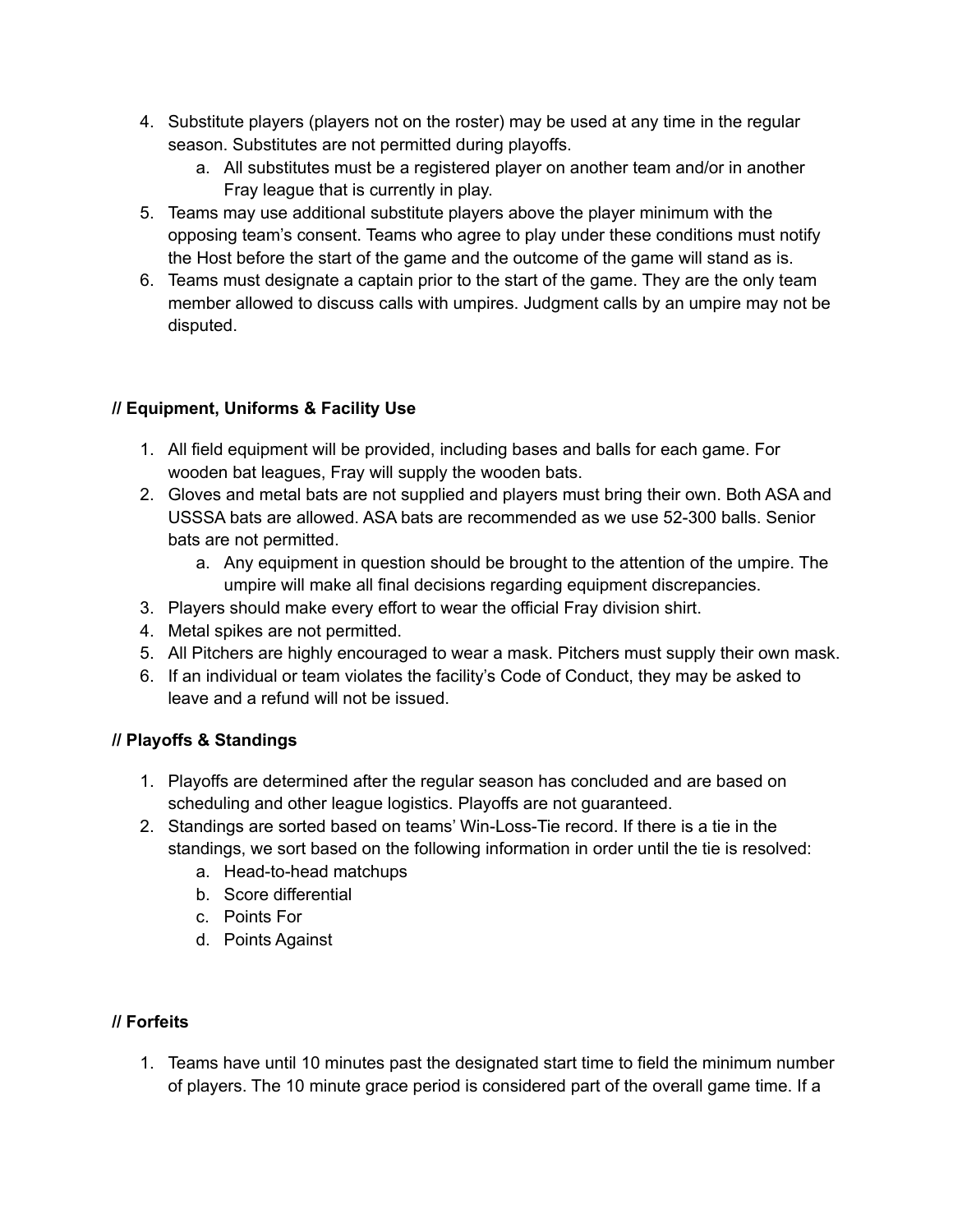4. Substitute players (players not on the roster) may be used at any time in the regular season. Substitutes are not permitted during playoffs.
    a. All substitutes must be a registered player on another team and/or in another Fray league that is currently in play.
5. Teams may use additional substitute players above the player minimum with the opposing team's consent. Teams who agree to play under these conditions must notify the Host before the start of the game and the outcome of the game will stand as is.
6. Teams must designate a captain prior to the start of the game. They are the only team member allowed to discuss calls with umpires. Judgment calls by an umpire may not be disputed.

**// Equipment, Uniforms & Facility Use**

1. All field equipment will be provided, including bases and balls for each game. For wooden bat leagues, Fray will supply the wooden bats.
2. Gloves and metal bats are not supplied and players must bring their own. Both ASA and USSSA bats are allowed. ASA bats are recommended as we use 52-300 balls. Senior bats are not permitted.
    a. Any equipment in question should be brought to the attention of the umpire. The umpire will make all final decisions regarding equipment discrepancies.
3. Players should make every effort to wear the official Fray division shirt.
4. Metal spikes are not permitted.
5. All Pitchers are highly encouraged to wear a mask. Pitchers must supply their own mask.
6. If an individual or team violates the facility's Code of Conduct, they may be asked to leave and a refund will not be issued.

**// Playoffs & Standings**

1. Playoffs are determined after the regular season has concluded and are based on scheduling and other league logistics. Playoffs are not guaranteed.
2. Standings are sorted based on teams' Win-Loss-Tie record. If there is a tie in the standings, we sort based on the following information in order until the tie is resolved:
    a. Head-to-head matchups
    b. Score differential
    c. Points For
    d. Points Against

**// Forfeits**

1. Teams have until 10 minutes past the designated start time to field the minimum number of players. The 10 minute grace period is considered part of the overall game time. If a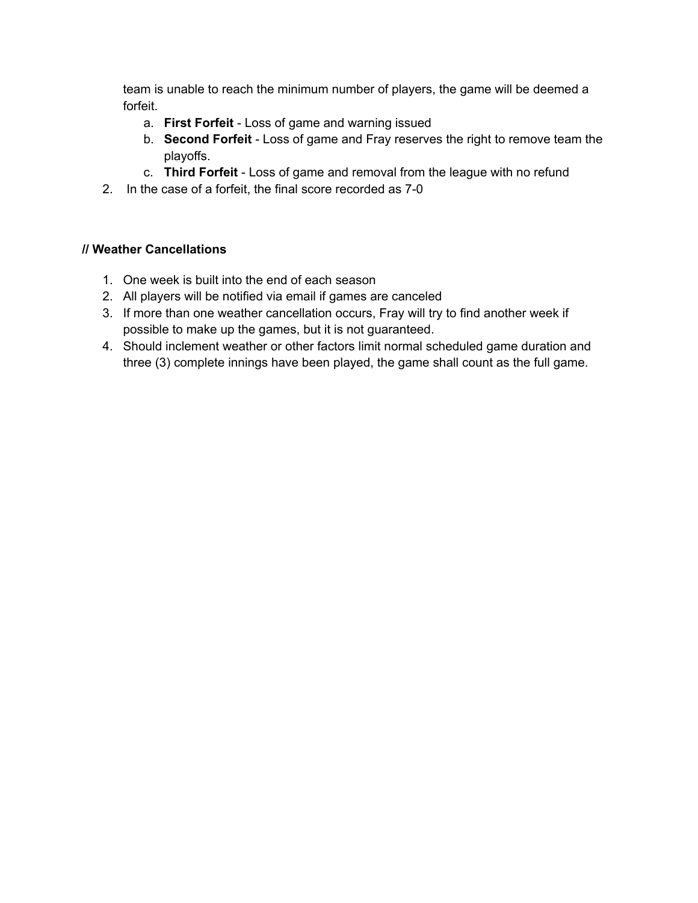team is unable to reach the minimum number of players, the game will be deemed a forfeit.

   a. **First Forfeit** - Loss of game and warning issued
   b. **Second Forfeit** - Loss of game and Fray reserves the right to remove team the playoffs.
   c. **Third Forfeit** - Loss of game and removal from the league with no refund

2. In the case of a forfeit, the final score recorded as 7-0

**// Weather Cancellations**

1. One week is built into the end of each season
2. All players will be notified via email if games are canceled
3. If more than one weather cancellation occurs, Fray will try to find another week if possible to make up the games, but it is not guaranteed.
4. Should inclement weather or other factors limit normal scheduled game duration and three (3) complete innings have been played, the game shall count as the full game.